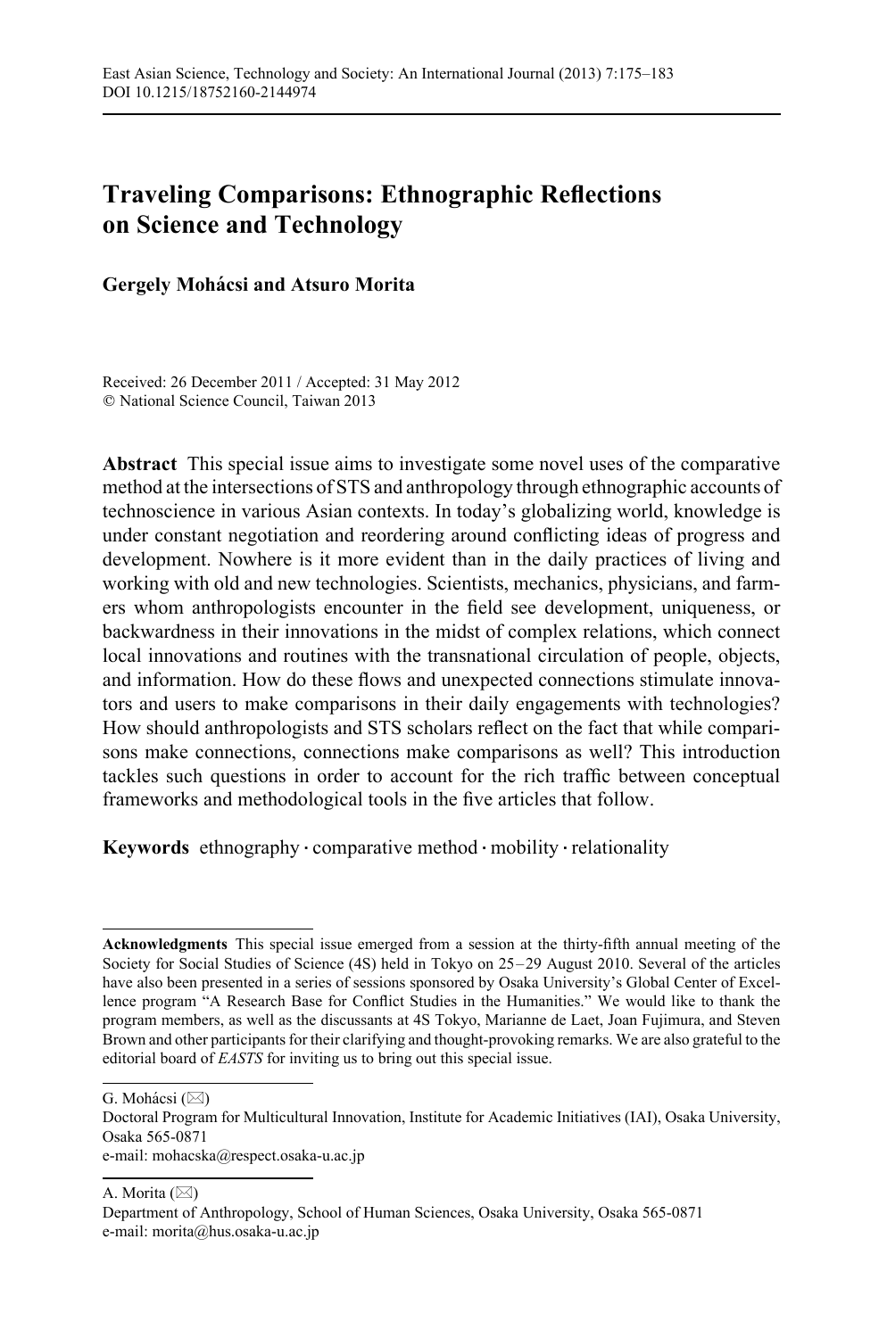# Traveling Comparisons: Ethnographic Reflections on Science and Technology

**Gergely Mohácsi and Atsuro Morita**

Received: 26 December 2011 / Accepted: 31 May 2012
© National Science Council, Taiwan 2013

**Abstract** This special issue aims to investigate some novel uses of the comparative method at the intersections of STS and anthropology through ethnographic accounts of technoscience in various Asian contexts. In today's globalizing world, knowledge is under constant negotiation and reordering around conflicting ideas of progress and development. Nowhere is it more evident than in the daily practices of living and working with old and new technologies. Scientists, mechanics, physicians, and farmers whom anthropologists encounter in the field see development, uniqueness, or backwardness in their innovations in the midst of complex relations, which connect local innovations and routines with the transnational circulation of people, objects, and information. How do these flows and unexpected connections stimulate innovators and users to make comparisons in their daily engagements with technologies? How should anthropologists and STS scholars reflect on the fact that while comparisons make connections, connections make comparisons as well? This introduction tackles such questions in order to account for the rich traffic between conceptual frameworks and methodological tools in the five articles that follow.

**Keywords** ethnography · comparative method · mobility · relationality

---

**Acknowledgments** This special issue emerged from a session at the thirty-fifth annual meeting of the Society for Social Studies of Science (4S) held in Tokyo on 25–29 August 2010. Several of the articles have also been presented in a series of sessions sponsored by Osaka University's Global Center of Excellence program "A Research Base for Conflict Studies in the Humanities." We would like to thank the program members, as well as the discussants at 4S Tokyo, Marianne de Laet, Joan Fujimura, and Steven Brown and other participants for their clarifying and thought-provoking remarks. We are also grateful to the editorial board of *EASTS* for inviting us to bring out this special issue.

G. Mohácsi (✉)
Doctoral Program for Multicultural Innovation, Institute for Academic Initiatives (IAI), Osaka University, Osaka 565-0871
e-mail: mohacska@respect.osaka-u.ac.jp

A. Morita (✉)
Department of Anthropology, School of Human Sciences, Osaka University, Osaka 565-0871
e-mail: morita@hus.osaka-u.ac.jp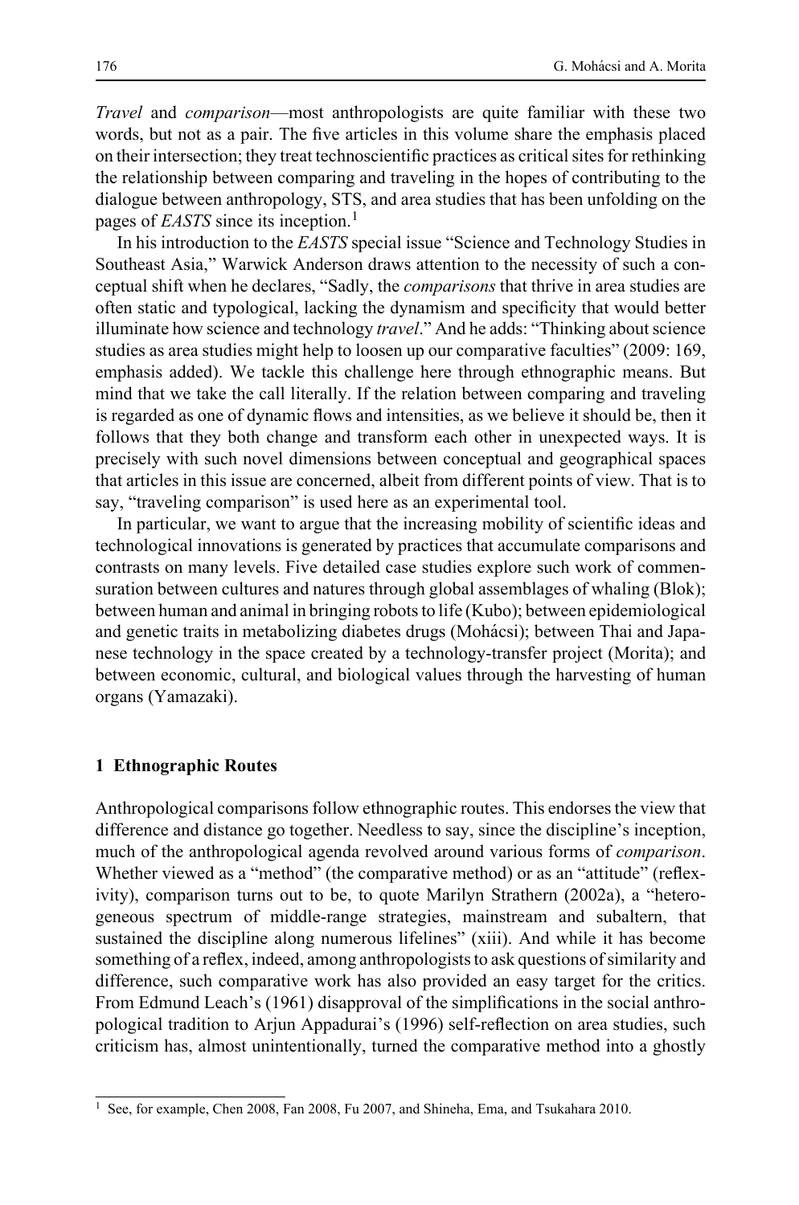*Travel* and *comparison*—most anthropologists are quite familiar with these two words, but not as a pair. The five articles in this volume share the emphasis placed on their intersection; they treat technoscientific practices as critical sites for rethinking the relationship between comparing and traveling in the hopes of contributing to the dialogue between anthropology, STS, and area studies that has been unfolding on the pages of *EASTS* since its inception.[1]

In his introduction to the *EASTS* special issue "Science and Technology Studies in Southeast Asia," Warwick Anderson draws attention to the necessity of such a conceptual shift when he declares, "Sadly, the *comparisons* that thrive in area studies are often static and typological, lacking the dynamism and specificity that would better illuminate how science and technology *travel*." And he adds: "Thinking about science studies as area studies might help to loosen up our comparative faculties" (2009: 169, emphasis added). We tackle this challenge here through ethnographic means. But mind that we take the call literally. If the relation between comparing and traveling is regarded as one of dynamic flows and intensities, as we believe it should be, then it follows that they both change and transform each other in unexpected ways. It is precisely with such novel dimensions between conceptual and geographical spaces that articles in this issue are concerned, albeit from different points of view. That is to say, "traveling comparison" is used here as an experimental tool.

In particular, we want to argue that the increasing mobility of scientific ideas and technological innovations is generated by practices that accumulate comparisons and contrasts on many levels. Five detailed case studies explore such work of commensuration between cultures and natures through global assemblages of whaling (Blok); between human and animal in bringing robots to life (Kubo); between epidemiological and genetic traits in metabolizing diabetes drugs (Mohácsi); between Thai and Japanese technology in the space created by a technology-transfer project (Morita); and between economic, cultural, and biological values through the harvesting of human organs (Yamazaki).

## 1 Ethnographic Routes

Anthropological comparisons follow ethnographic routes. This endorses the view that difference and distance go together. Needless to say, since the discipline's inception, much of the anthropological agenda revolved around various forms of *comparison*. Whether viewed as a "method" (the comparative method) or as an "attitude" (reflexivity), comparison turns out to be, to quote Marilyn Strathern (2002a), a "heterogeneous spectrum of middle-range strategies, mainstream and subaltern, that sustained the discipline along numerous lifelines" (xiii). And while it has become something of a reflex, indeed, among anthropologists to ask questions of similarity and difference, such comparative work has also provided an easy target for the critics. From Edmund Leach's (1961) disapproval of the simplifications in the social anthropological tradition to Arjun Appadurai's (1996) self-reflection on area studies, such criticism has, almost unintentionally, turned the comparative method into a ghostly

[1] See, for example, Chen 2008, Fan 2008, Fu 2007, and Shineha, Ema, and Tsukahara 2010.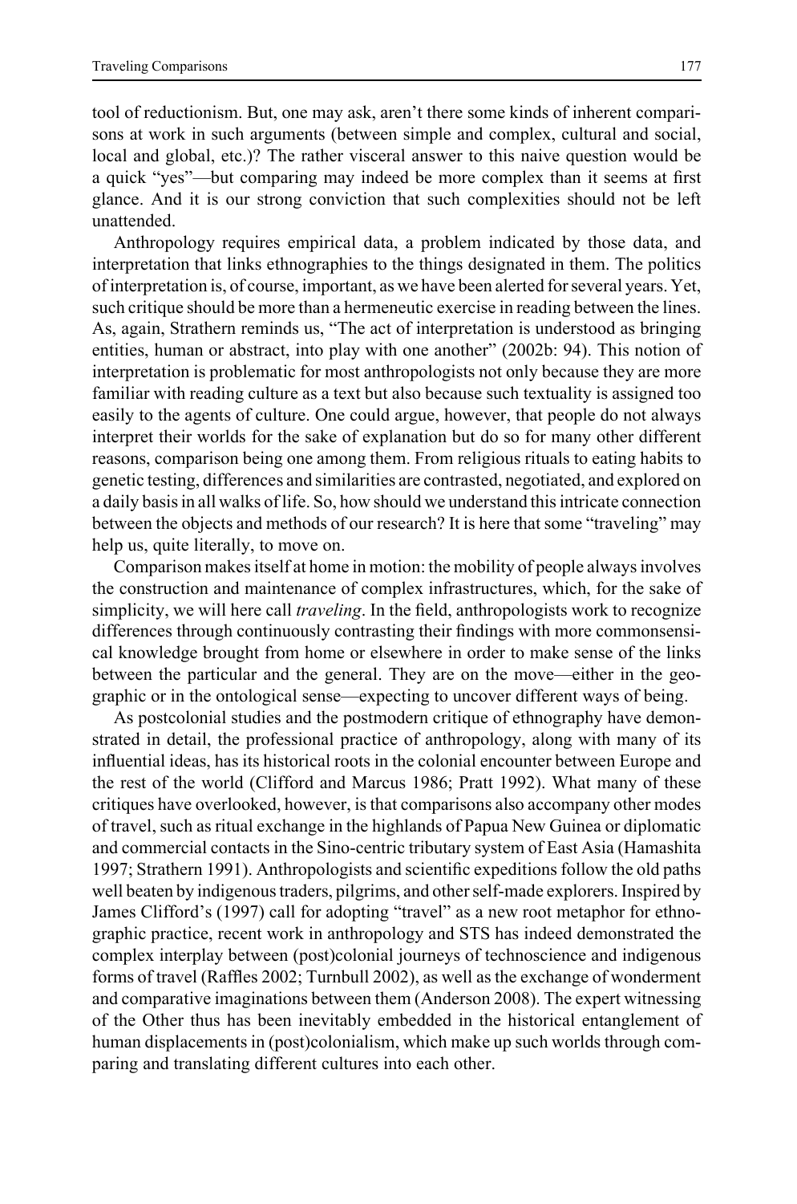tool of reductionism. But, one may ask, aren't there some kinds of inherent comparisons at work in such arguments (between simple and complex, cultural and social, local and global, etc.)? The rather visceral answer to this naive question would be a quick "yes"—but comparing may indeed be more complex than it seems at first glance. And it is our strong conviction that such complexities should not be left unattended.

Anthropology requires empirical data, a problem indicated by those data, and interpretation that links ethnographies to the things designated in them. The politics of interpretation is, of course, important, as we have been alerted for several years. Yet, such critique should be more than a hermeneutic exercise in reading between the lines. As, again, Strathern reminds us, "The act of interpretation is understood as bringing entities, human or abstract, into play with one another" (2002b: 94). This notion of interpretation is problematic for most anthropologists not only because they are more familiar with reading culture as a text but also because such textuality is assigned too easily to the agents of culture. One could argue, however, that people do not always interpret their worlds for the sake of explanation but do so for many other different reasons, comparison being one among them. From religious rituals to eating habits to genetic testing, differences and similarities are contrasted, negotiated, and explored on a daily basis in all walks of life. So, how should we understand this intricate connection between the objects and methods of our research? It is here that some "traveling" may help us, quite literally, to move on.

Comparison makes itself at home in motion: the mobility of people always involves the construction and maintenance of complex infrastructures, which, for the sake of simplicity, we will here call *traveling*. In the field, anthropologists work to recognize differences through continuously contrasting their findings with more commonsensical knowledge brought from home or elsewhere in order to make sense of the links between the particular and the general. They are on the move—either in the geographic or in the ontological sense—expecting to uncover different ways of being.

As postcolonial studies and the postmodern critique of ethnography have demonstrated in detail, the professional practice of anthropology, along with many of its influential ideas, has its historical roots in the colonial encounter between Europe and the rest of the world (Clifford and Marcus 1986; Pratt 1992). What many of these critiques have overlooked, however, is that comparisons also accompany other modes of travel, such as ritual exchange in the highlands of Papua New Guinea or diplomatic and commercial contacts in the Sino-centric tributary system of East Asia (Hamashita 1997; Strathern 1991). Anthropologists and scientific expeditions follow the old paths well beaten by indigenous traders, pilgrims, and other self-made explorers. Inspired by James Clifford's (1997) call for adopting "travel" as a new root metaphor for ethnographic practice, recent work in anthropology and STS has indeed demonstrated the complex interplay between (post)colonial journeys of technoscience and indigenous forms of travel (Raffles 2002; Turnbull 2002), as well as the exchange of wonderment and comparative imaginations between them (Anderson 2008). The expert witnessing of the Other thus has been inevitably embedded in the historical entanglement of human displacements in (post)colonialism, which make up such worlds through comparing and translating different cultures into each other.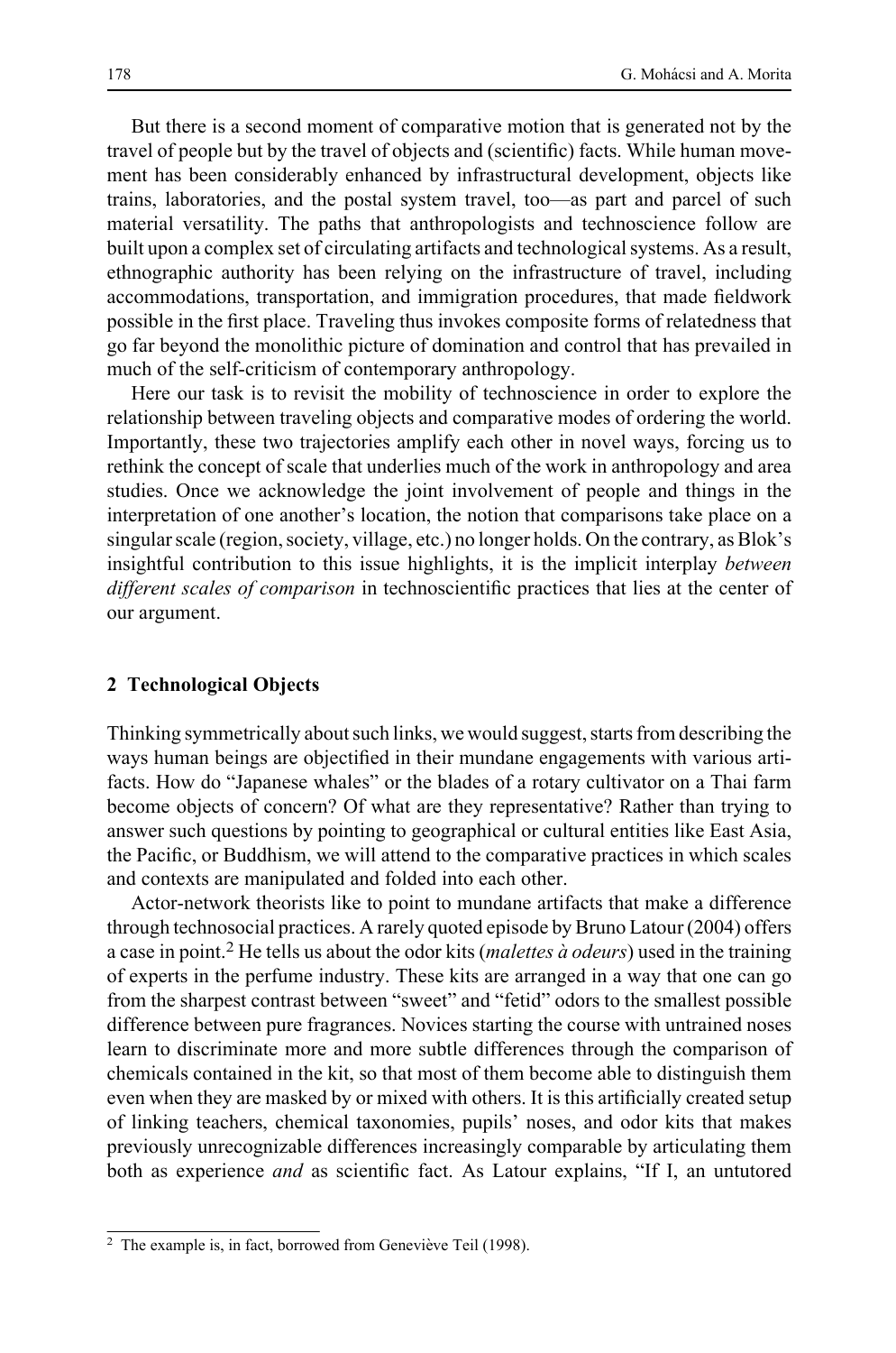But there is a second moment of comparative motion that is generated not by the travel of people but by the travel of objects and (scientific) facts. While human movement has been considerably enhanced by infrastructural development, objects like trains, laboratories, and the postal system travel, too—as part and parcel of such material versatility. The paths that anthropologists and technoscience follow are built upon a complex set of circulating artifacts and technological systems. As a result, ethnographic authority has been relying on the infrastructure of travel, including accommodations, transportation, and immigration procedures, that made fieldwork possible in the first place. Traveling thus invokes composite forms of relatedness that go far beyond the monolithic picture of domination and control that has prevailed in much of the self-criticism of contemporary anthropology.

Here our task is to revisit the mobility of technoscience in order to explore the relationship between traveling objects and comparative modes of ordering the world. Importantly, these two trajectories amplify each other in novel ways, forcing us to rethink the concept of scale that underlies much of the work in anthropology and area studies. Once we acknowledge the joint involvement of people and things in the interpretation of one another's location, the notion that comparisons take place on a singular scale (region, society, village, etc.) no longer holds. On the contrary, as Blok's insightful contribution to this issue highlights, it is the implicit interplay *between different scales of comparison* in technoscientific practices that lies at the center of our argument.

## 2 Technological Objects

Thinking symmetrically about such links, we would suggest, starts from describing the ways human beings are objectified in their mundane engagements with various artifacts. How do "Japanese whales" or the blades of a rotary cultivator on a Thai farm become objects of concern? Of what are they representative? Rather than trying to answer such questions by pointing to geographical or cultural entities like East Asia, the Pacific, or Buddhism, we will attend to the comparative practices in which scales and contexts are manipulated and folded into each other.

Actor-network theorists like to point to mundane artifacts that make a difference through technosocial practices. A rarely quoted episode by Bruno Latour (2004) offers a case in point.[2] He tells us about the odor kits (*malettes à odeurs*) used in the training of experts in the perfume industry. These kits are arranged in a way that one can go from the sharpest contrast between "sweet" and "fetid" odors to the smallest possible difference between pure fragrances. Novices starting the course with untrained noses learn to discriminate more and more subtle differences through the comparison of chemicals contained in the kit, so that most of them become able to distinguish them even when they are masked by or mixed with others. It is this artificially created setup of linking teachers, chemical taxonomies, pupils' noses, and odor kits that makes previously unrecognizable differences increasingly comparable by articulating them both as experience *and* as scientific fact. As Latour explains, "If I, an untutored

[2] The example is, in fact, borrowed from Geneviève Teil (1998).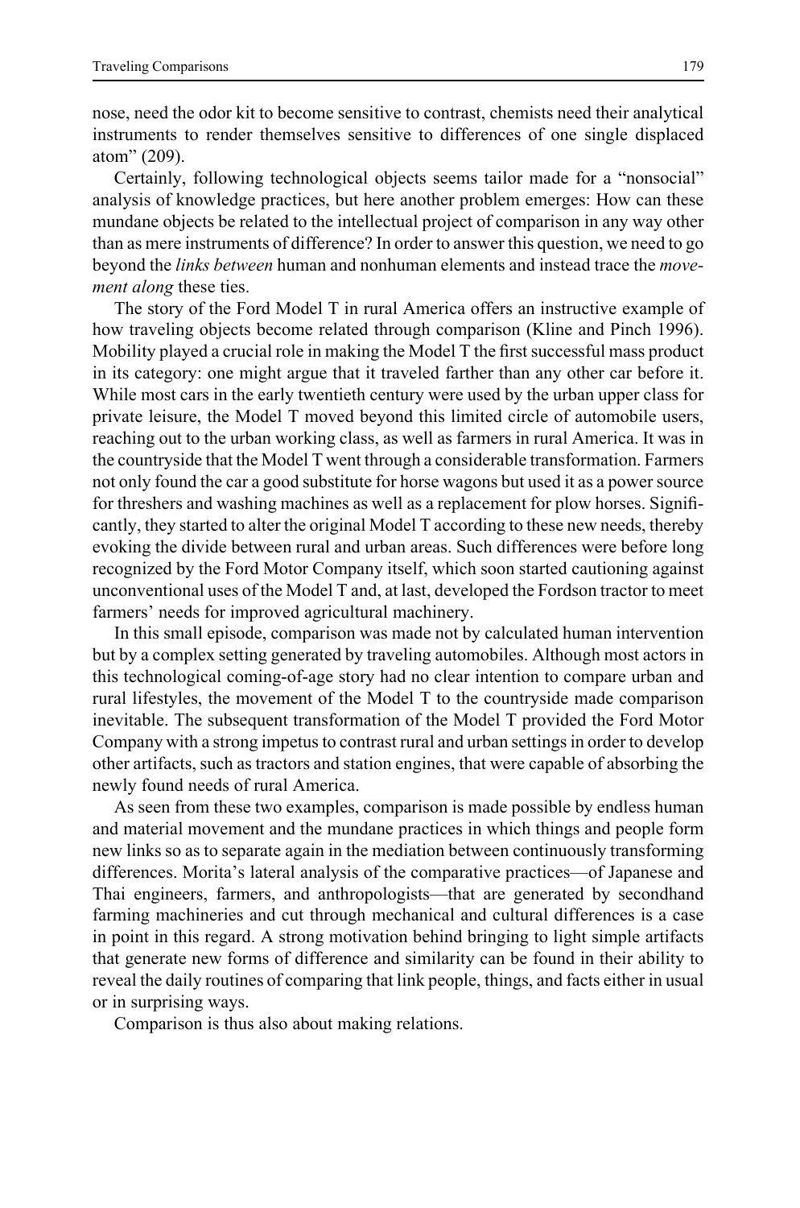nose, need the odor kit to become sensitive to contrast, chemists need their analytical instruments to render themselves sensitive to differences of one single displaced atom" (209).

Certainly, following technological objects seems tailor made for a "nonsocial" analysis of knowledge practices, but here another problem emerges: How can these mundane objects be related to the intellectual project of comparison in any way other than as mere instruments of difference? In order to answer this question, we need to go beyond the *links between* human and nonhuman elements and instead trace the *movement along* these ties.

The story of the Ford Model T in rural America offers an instructive example of how traveling objects become related through comparison (Kline and Pinch 1996). Mobility played a crucial role in making the Model T the first successful mass product in its category: one might argue that it traveled farther than any other car before it. While most cars in the early twentieth century were used by the urban upper class for private leisure, the Model T moved beyond this limited circle of automobile users, reaching out to the urban working class, as well as farmers in rural America. It was in the countryside that the Model T went through a considerable transformation. Farmers not only found the car a good substitute for horse wagons but used it as a power source for threshers and washing machines as well as a replacement for plow horses. Significantly, they started to alter the original Model T according to these new needs, thereby evoking the divide between rural and urban areas. Such differences were before long recognized by the Ford Motor Company itself, which soon started cautioning against unconventional uses of the Model T and, at last, developed the Fordson tractor to meet farmers' needs for improved agricultural machinery.

In this small episode, comparison was made not by calculated human intervention but by a complex setting generated by traveling automobiles. Although most actors in this technological coming-of-age story had no clear intention to compare urban and rural lifestyles, the movement of the Model T to the countryside made comparison inevitable. The subsequent transformation of the Model T provided the Ford Motor Company with a strong impetus to contrast rural and urban settings in order to develop other artifacts, such as tractors and station engines, that were capable of absorbing the newly found needs of rural America.

As seen from these two examples, comparison is made possible by endless human and material movement and the mundane practices in which things and people form new links so as to separate again in the mediation between continuously transforming differences. Morita's lateral analysis of the comparative practices—of Japanese and Thai engineers, farmers, and anthropologists—that are generated by secondhand farming machineries and cut through mechanical and cultural differences is a case in point in this regard. A strong motivation behind bringing to light simple artifacts that generate new forms of difference and similarity can be found in their ability to reveal the daily routines of comparing that link people, things, and facts either in usual or in surprising ways.

Comparison is thus also about making relations.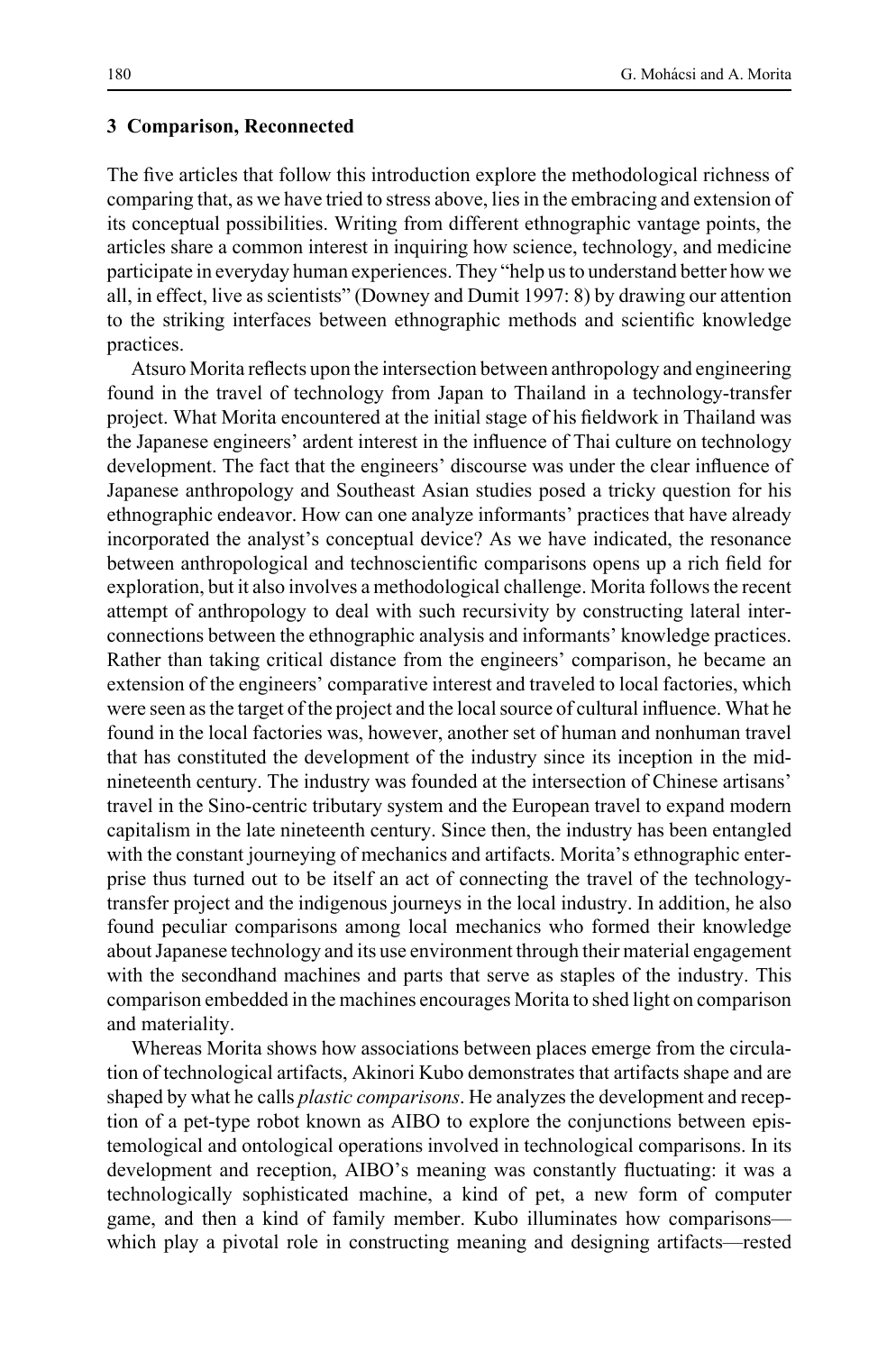## 3 Comparison, Reconnected

The five articles that follow this introduction explore the methodological richness of comparing that, as we have tried to stress above, lies in the embracing and extension of its conceptual possibilities. Writing from different ethnographic vantage points, the articles share a common interest in inquiring how science, technology, and medicine participate in everyday human experiences. They "help us to understand better how we all, in effect, live as scientists" (Downey and Dumit 1997: 8) by drawing our attention to the striking interfaces between ethnographic methods and scientific knowledge practices.

Atsuro Morita reflects upon the intersection between anthropology and engineering found in the travel of technology from Japan to Thailand in a technology-transfer project. What Morita encountered at the initial stage of his fieldwork in Thailand was the Japanese engineers' ardent interest in the influence of Thai culture on technology development. The fact that the engineers' discourse was under the clear influence of Japanese anthropology and Southeast Asian studies posed a tricky question for his ethnographic endeavor. How can one analyze informants' practices that have already incorporated the analyst's conceptual device? As we have indicated, the resonance between anthropological and technoscientific comparisons opens up a rich field for exploration, but it also involves a methodological challenge. Morita follows the recent attempt of anthropology to deal with such recursivity by constructing lateral interconnections between the ethnographic analysis and informants' knowledge practices. Rather than taking critical distance from the engineers' comparison, he became an extension of the engineers' comparative interest and traveled to local factories, which were seen as the target of the project and the local source of cultural influence. What he found in the local factories was, however, another set of human and nonhuman travel that has constituted the development of the industry since its inception in the mid-nineteenth century. The industry was founded at the intersection of Chinese artisans' travel in the Sino-centric tributary system and the European travel to expand modern capitalism in the late nineteenth century. Since then, the industry has been entangled with the constant journeying of mechanics and artifacts. Morita's ethnographic enterprise thus turned out to be itself an act of connecting the travel of the technology-transfer project and the indigenous journeys in the local industry. In addition, he also found peculiar comparisons among local mechanics who formed their knowledge about Japanese technology and its use environment through their material engagement with the secondhand machines and parts that serve as staples of the industry. This comparison embedded in the machines encourages Morita to shed light on comparison and materiality.

Whereas Morita shows how associations between places emerge from the circulation of technological artifacts, Akinori Kubo demonstrates that artifacts shape and are shaped by what he calls *plastic comparisons*. He analyzes the development and reception of a pet-type robot known as AIBO to explore the conjunctions between epistemological and ontological operations involved in technological comparisons. In its development and reception, AIBO's meaning was constantly fluctuating: it was a technologically sophisticated machine, a kind of pet, a new form of computer game, and then a kind of family member. Kubo illuminates how comparisons—which play a pivotal role in constructing meaning and designing artifacts—rested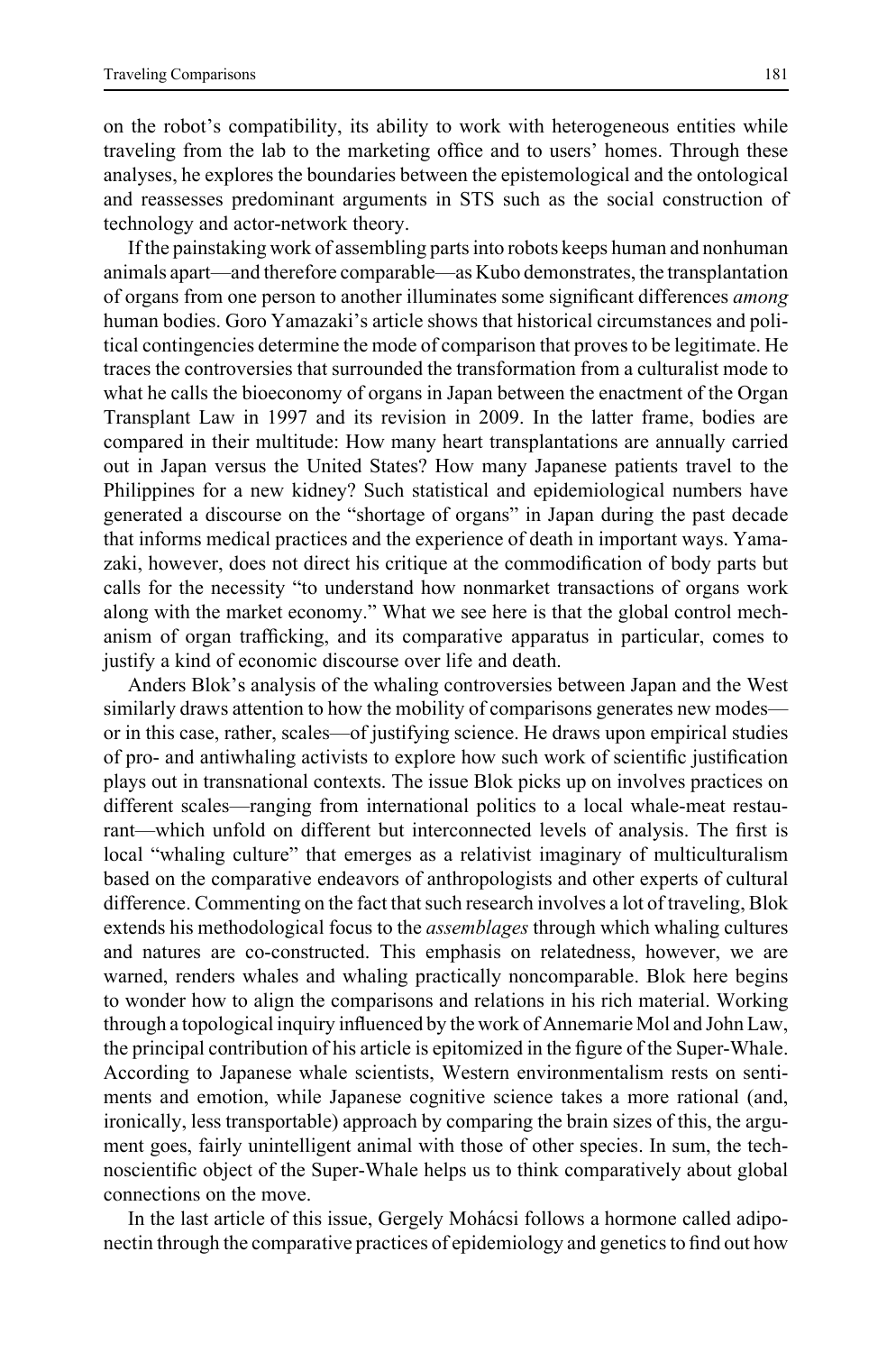on the robot's compatibility, its ability to work with heterogeneous entities while traveling from the lab to the marketing office and to users' homes. Through these analyses, he explores the boundaries between the epistemological and the ontological and reassesses predominant arguments in STS such as the social construction of technology and actor-network theory.

If the painstaking work of assembling parts into robots keeps human and nonhuman animals apart—and therefore comparable—as Kubo demonstrates, the transplantation of organs from one person to another illuminates some significant differences *among* human bodies. Goro Yamazaki's article shows that historical circumstances and political contingencies determine the mode of comparison that proves to be legitimate. He traces the controversies that surrounded the transformation from a culturalist mode to what he calls the bioeconomy of organs in Japan between the enactment of the Organ Transplant Law in 1997 and its revision in 2009. In the latter frame, bodies are compared in their multitude: How many heart transplantations are annually carried out in Japan versus the United States? How many Japanese patients travel to the Philippines for a new kidney? Such statistical and epidemiological numbers have generated a discourse on the "shortage of organs" in Japan during the past decade that informs medical practices and the experience of death in important ways. Yamazaki, however, does not direct his critique at the commodification of body parts but calls for the necessity "to understand how nonmarket transactions of organs work along with the market economy." What we see here is that the global control mechanism of organ trafficking, and its comparative apparatus in particular, comes to justify a kind of economic discourse over life and death.

Anders Blok's analysis of the whaling controversies between Japan and the West similarly draws attention to how the mobility of comparisons generates new modes—or in this case, rather, scales—of justifying science. He draws upon empirical studies of pro- and antiwhaling activists to explore how such work of scientific justification plays out in transnational contexts. The issue Blok picks up on involves practices on different scales—ranging from international politics to a local whale-meat restaurant—which unfold on different but interconnected levels of analysis. The first is local "whaling culture" that emerges as a relativist imaginary of multiculturalism based on the comparative endeavors of anthropologists and other experts of cultural difference. Commenting on the fact that such research involves a lot of traveling, Blok extends his methodological focus to the *assemblages* through which whaling cultures and natures are co-constructed. This emphasis on relatedness, however, we are warned, renders whales and whaling practically noncomparable. Blok here begins to wonder how to align the comparisons and relations in his rich material. Working through a topological inquiry influenced by the work of Annemarie Mol and John Law, the principal contribution of his article is epitomized in the figure of the Super-Whale. According to Japanese whale scientists, Western environmentalism rests on sentiments and emotion, while Japanese cognitive science takes a more rational (and, ironically, less transportable) approach by comparing the brain sizes of this, the argument goes, fairly unintelligent animal with those of other species. In sum, the technoscientific object of the Super-Whale helps us to think comparatively about global connections on the move.

In the last article of this issue, Gergely Mohácsi follows a hormone called adiponectin through the comparative practices of epidemiology and genetics to find out how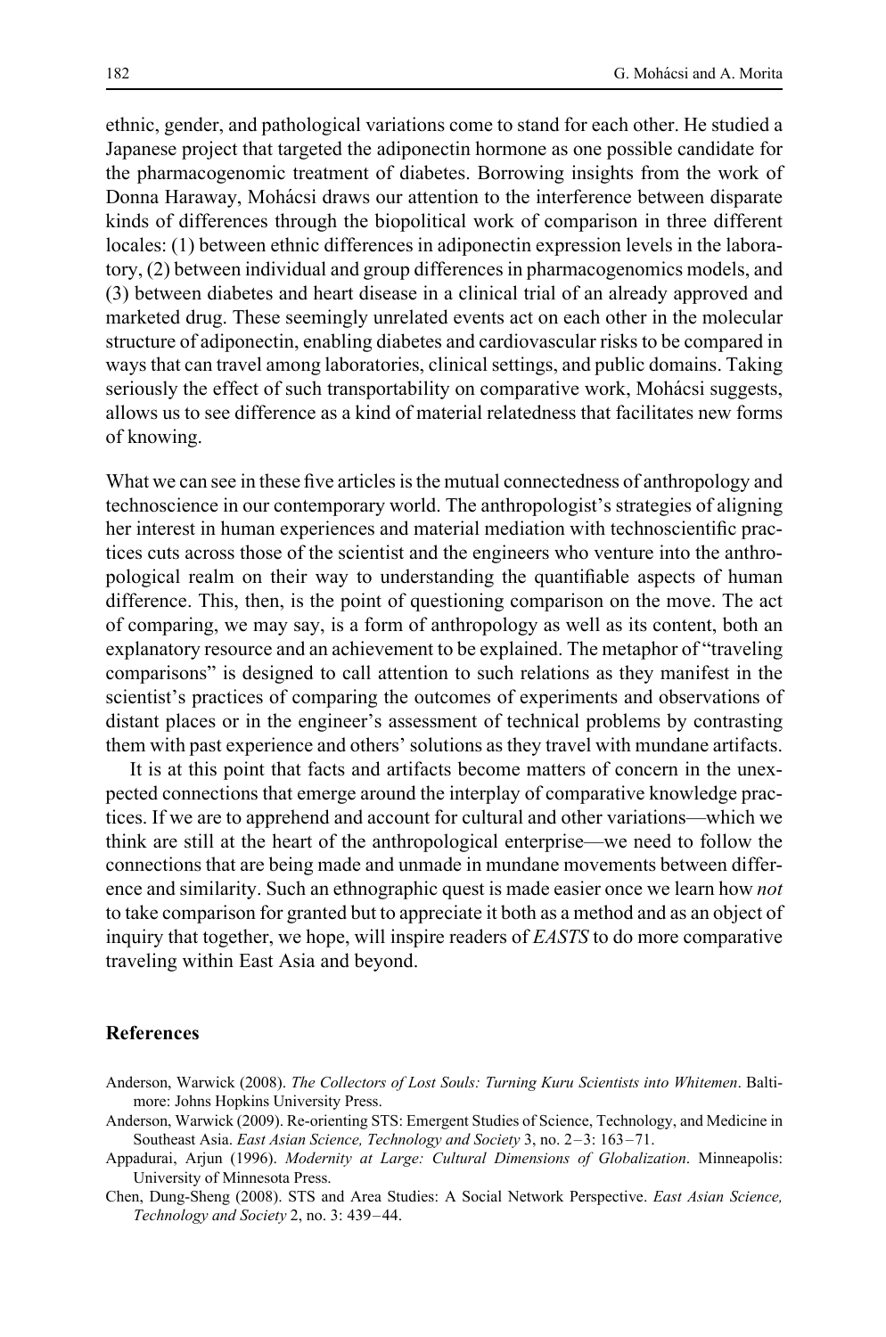ethnic, gender, and pathological variations come to stand for each other. He studied a Japanese project that targeted the adiponectin hormone as one possible candidate for the pharmacogenomic treatment of diabetes. Borrowing insights from the work of Donna Haraway, Mohácsi draws our attention to the interference between disparate kinds of differences through the biopolitical work of comparison in three different locales: (1) between ethnic differences in adiponectin expression levels in the laboratory, (2) between individual and group differences in pharmacogenomics models, and (3) between diabetes and heart disease in a clinical trial of an already approved and marketed drug. These seemingly unrelated events act on each other in the molecular structure of adiponectin, enabling diabetes and cardiovascular risks to be compared in ways that can travel among laboratories, clinical settings, and public domains. Taking seriously the effect of such transportability on comparative work, Mohácsi suggests, allows us to see difference as a kind of material relatedness that facilitates new forms of knowing.

What we can see in these five articles is the mutual connectedness of anthropology and technoscience in our contemporary world. The anthropologist's strategies of aligning her interest in human experiences and material mediation with technoscientific practices cuts across those of the scientist and the engineers who venture into the anthropological realm on their way to understanding the quantifiable aspects of human difference. This, then, is the point of questioning comparison on the move. The act of comparing, we may say, is a form of anthropology as well as its content, both an explanatory resource and an achievement to be explained. The metaphor of "traveling comparisons" is designed to call attention to such relations as they manifest in the scientist's practices of comparing the outcomes of experiments and observations of distant places or in the engineer's assessment of technical problems by contrasting them with past experience and others' solutions as they travel with mundane artifacts.

It is at this point that facts and artifacts become matters of concern in the unexpected connections that emerge around the interplay of comparative knowledge practices. If we are to apprehend and account for cultural and other variations—which we think are still at the heart of the anthropological enterprise—we need to follow the connections that are being made and unmade in mundane movements between difference and similarity. Such an ethnographic quest is made easier once we learn how *not* to take comparison for granted but to appreciate it both as a method and as an object of inquiry that together, we hope, will inspire readers of *EASTS* to do more comparative traveling within East Asia and beyond.

## References

Anderson, Warwick (2008). *The Collectors of Lost Souls: Turning Kuru Scientists into Whitemen*. Baltimore: Johns Hopkins University Press.

Anderson, Warwick (2009). Re-orienting STS: Emergent Studies of Science, Technology, and Medicine in Southeast Asia. *East Asian Science, Technology and Society* 3, no. 2–3: 163–71.

Appadurai, Arjun (1996). *Modernity at Large: Cultural Dimensions of Globalization*. Minneapolis: University of Minnesota Press.

Chen, Dung-Sheng (2008). STS and Area Studies: A Social Network Perspective. *East Asian Science, Technology and Society* 2, no. 3: 439–44.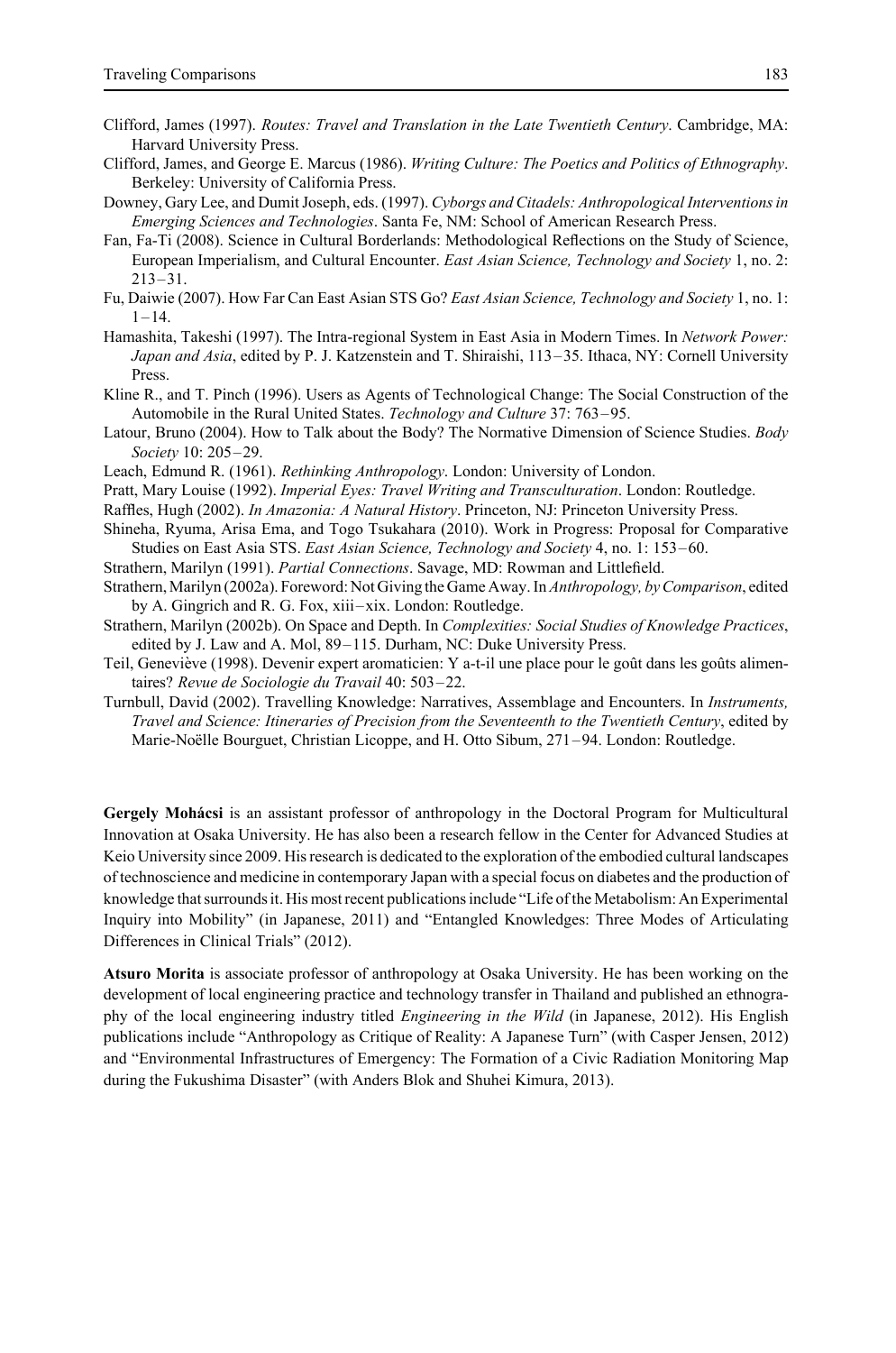Clifford, James (1997). *Routes: Travel and Translation in the Late Twentieth Century*. Cambridge, MA: Harvard University Press.

Clifford, James, and George E. Marcus (1986). *Writing Culture: The Poetics and Politics of Ethnography*. Berkeley: University of California Press.

Downey, Gary Lee, and Dumit Joseph, eds. (1997). *Cyborgs and Citadels: Anthropological Interventions in Emerging Sciences and Technologies*. Santa Fe, NM: School of American Research Press.

Fan, Fa-Ti (2008). Science in Cultural Borderlands: Methodological Reflections on the Study of Science, European Imperialism, and Cultural Encounter. *East Asian Science, Technology and Society* 1, no. 2: 213–31.

Fu, Daiwie (2007). How Far Can East Asian STS Go? *East Asian Science, Technology and Society* 1, no. 1: 1–14.

Hamashita, Takeshi (1997). The Intra-regional System in East Asia in Modern Times. In *Network Power: Japan and Asia*, edited by P. J. Katzenstein and T. Shiraishi, 113–35. Ithaca, NY: Cornell University Press.

Kline R., and T. Pinch (1996). Users as Agents of Technological Change: The Social Construction of the Automobile in the Rural United States. *Technology and Culture* 37: 763–95.

Latour, Bruno (2004). How to Talk about the Body? The Normative Dimension of Science Studies. *Body Society* 10: 205–29.

Leach, Edmund R. (1961). *Rethinking Anthropology*. London: University of London.

Pratt, Mary Louise (1992). *Imperial Eyes: Travel Writing and Transculturation*. London: Routledge.

Raffles, Hugh (2002). *In Amazonia: A Natural History*. Princeton, NJ: Princeton University Press.

Shineha, Ryuma, Arisa Ema, and Togo Tsukahara (2010). Work in Progress: Proposal for Comparative Studies on East Asia STS. *East Asian Science, Technology and Society* 4, no. 1: 153–60.

Strathern, Marilyn (1991). *Partial Connections*. Savage, MD: Rowman and Littlefield.

Strathern, Marilyn (2002a). Foreword: Not Giving the Game Away. In *Anthropology, by Comparison*, edited by A. Gingrich and R. G. Fox, xiii–xix. London: Routledge.

Strathern, Marilyn (2002b). On Space and Depth. In *Complexities: Social Studies of Knowledge Practices*, edited by J. Law and A. Mol, 89–115. Durham, NC: Duke University Press.

Teil, Geneviève (1998). Devenir expert aromaticien: Y a-t-il une place pour le goût dans les goûts alimentaires? *Revue de Sociologie du Travail* 40: 503–22.

Turnbull, David (2002). Travelling Knowledge: Narratives, Assemblage and Encounters. In *Instruments, Travel and Science: Itineraries of Precision from the Seventeenth to the Twentieth Century*, edited by Marie-Noëlle Bourguet, Christian Licoppe, and H. Otto Sibum, 271–94. London: Routledge.

**Gergely Mohácsi** is an assistant professor of anthropology in the Doctoral Program for Multicultural Innovation at Osaka University. He has also been a research fellow in the Center for Advanced Studies at Keio University since 2009. His research is dedicated to the exploration of the embodied cultural landscapes of technoscience and medicine in contemporary Japan with a special focus on diabetes and the production of knowledge that surrounds it. His most recent publications include "Life of the Metabolism: An Experimental Inquiry into Mobility" (in Japanese, 2011) and "Entangled Knowledges: Three Modes of Articulating Differences in Clinical Trials" (2012).

**Atsuro Morita** is associate professor of anthropology at Osaka University. He has been working on the development of local engineering practice and technology transfer in Thailand and published an ethnography of the local engineering industry titled *Engineering in the Wild* (in Japanese, 2012). His English publications include "Anthropology as Critique of Reality: A Japanese Turn" (with Casper Jensen, 2012) and "Environmental Infrastructures of Emergency: The Formation of a Civic Radiation Monitoring Map during the Fukushima Disaster" (with Anders Blok and Shuhei Kimura, 2013).